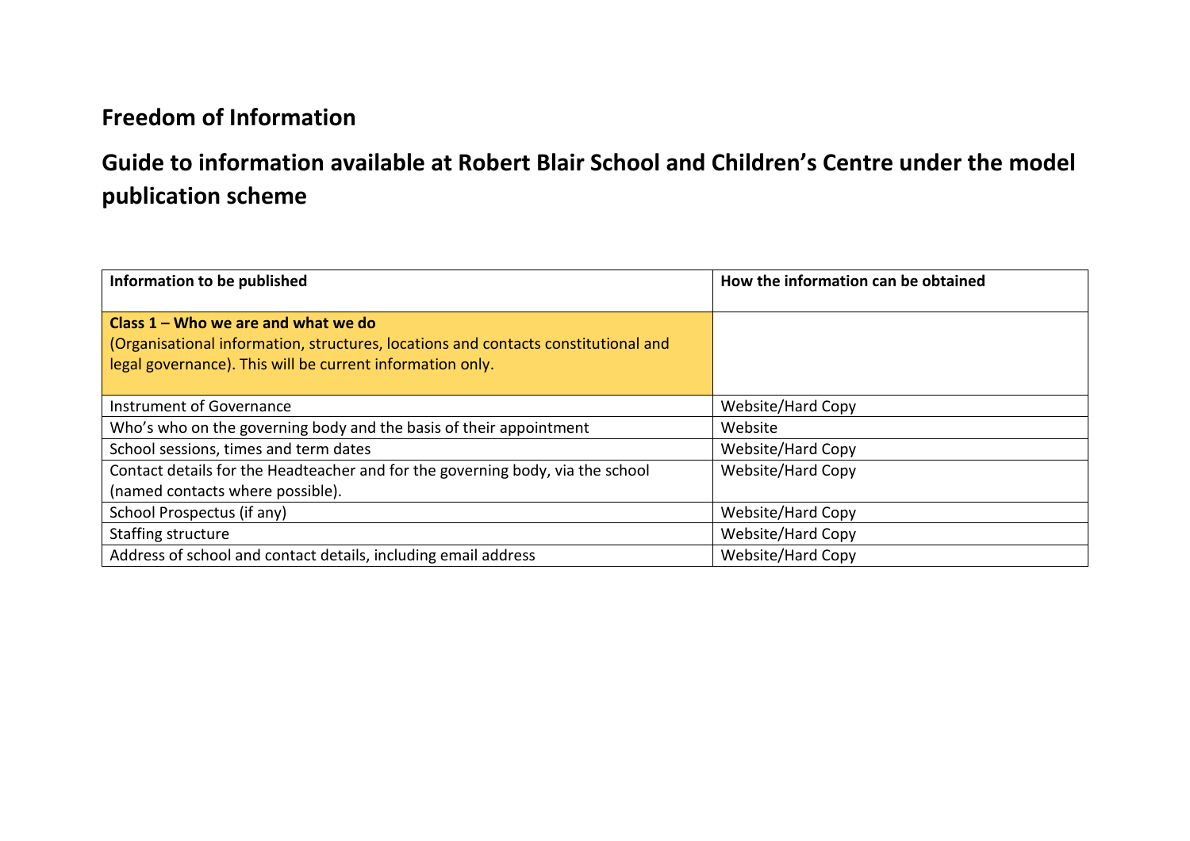# Freedom of Information

## Guide to information available at Robert Blair School and Children's Centre under the model publication scheme

| Information to be published | How the information can be obtained |
|---|---|
| **Class 1 – Who we are and what we do**<br>(Organisational information, structures, locations and contacts constitutional and legal governance). This will be current information only. | |
| Instrument of Governance | Website/Hard Copy |
| Who's who on the governing body and the basis of their appointment | Website |
| School sessions, times and term dates | Website/Hard Copy |
| Contact details for the Headteacher and for the governing body, via the school (named contacts where possible). | Website/Hard Copy |
| School Prospectus (if any) | Website/Hard Copy |
| Staffing structure | Website/Hard Copy |
| Address of school and contact details, including email address | Website/Hard Copy |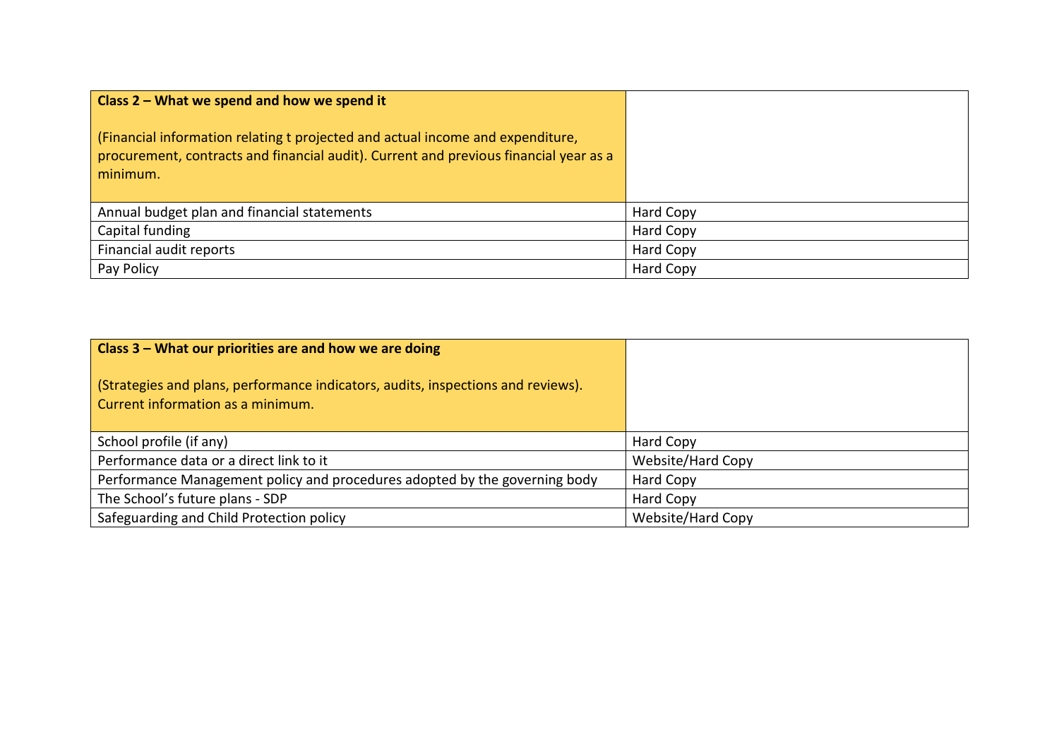| **Class 2 – What we spend and how we spend it**<br><br>(Financial information relating t projected and actual income and expenditure, procurement, contracts and financial audit). Current and previous financial year as a minimum. | |
|---|---|
| Annual budget plan and financial statements | Hard Copy |
| Capital funding | Hard Copy |
| Financial audit reports | Hard Copy |
| Pay Policy | Hard Copy |

| **Class 3 – What our priorities are and how we are doing**<br><br>(Strategies and plans, performance indicators, audits, inspections and reviews). Current information as a minimum. | |
|---|---|
| School profile (if any) | Hard Copy |
| Performance data or a direct link to it | Website/Hard Copy |
| Performance Management policy and procedures adopted by the governing body | Hard Copy |
| The School's future plans - SDP | Hard Copy |
| Safeguarding and Child Protection policy | Website/Hard Copy |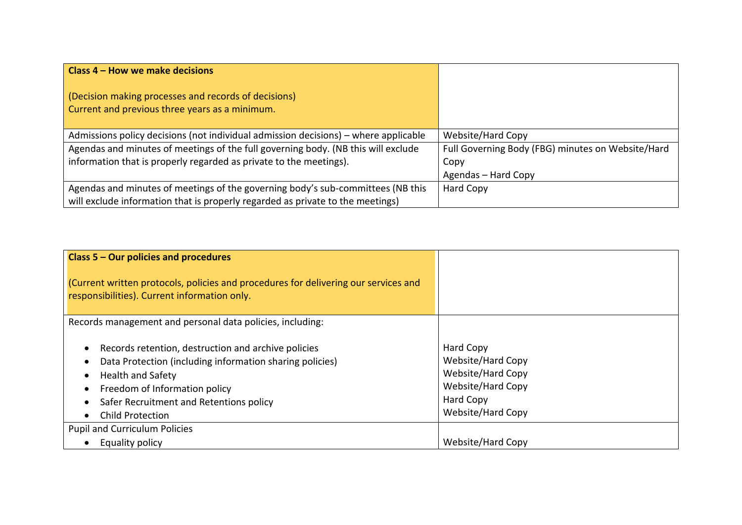| **Class 4 – How we make decisions**<br><br>(Decision making processes and records of decisions)<br>Current and previous three years as a minimum. | |
|---|---|
| Admissions policy decisions (not individual admission decisions) – where applicable | Website/Hard Copy |
| Agendas and minutes of meetings of the full governing body. (NB this will exclude information that is properly regarded as private to the meetings). | Full Governing Body (FBG) minutes on Website/Hard Copy<br>Agendas – Hard Copy |
| Agendas and minutes of meetings of the governing body's sub-committees (NB this will exclude information that is properly regarded as private to the meetings) | Hard Copy |

| **Class 5 – Our policies and procedures**<br><br>(Current written protocols, policies and procedures for delivering our services and responsibilities). Current information only. | |
|---|---|
| Records management and personal data policies, including:<br><br>• Records retention, destruction and archive policies<br>• Data Protection (including information sharing policies)<br>• Health and Safety<br>• Freedom of Information policy<br>• Safer Recruitment and Retentions policy<br>• Child Protection | <br><br>Hard Copy<br>Website/Hard Copy<br>Website/Hard Copy<br>Website/Hard Copy<br>Hard Copy<br>Website/Hard Copy |
| Pupil and Curriculum Policies<br>• Equality policy | <br>Website/Hard Copy |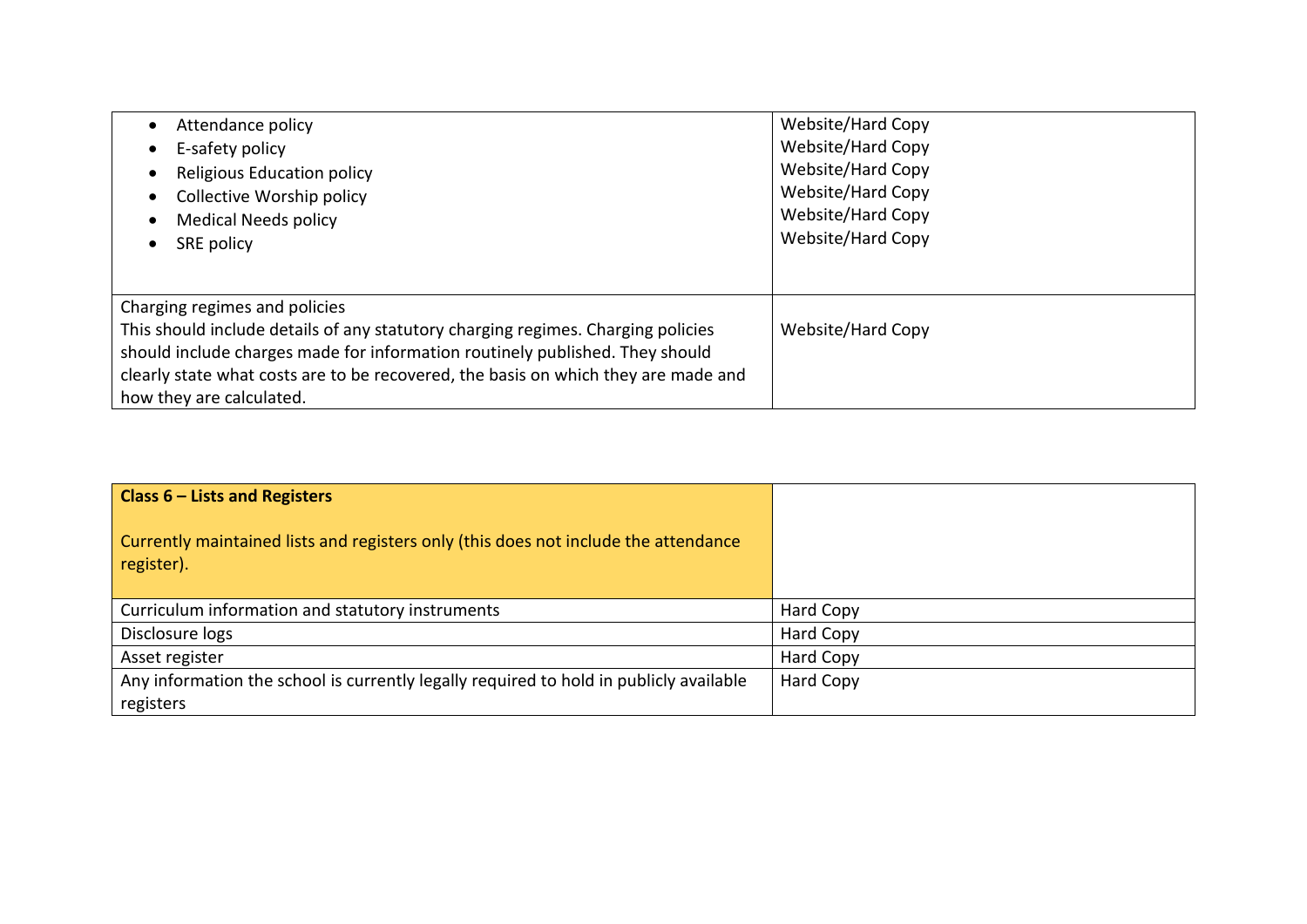| | |
|---|---|
| • Attendance policy<br>• E-safety policy<br>• Religious Education policy<br>• Collective Worship policy<br>• Medical Needs policy<br>• SRE policy | Website/Hard Copy<br>Website/Hard Copy<br>Website/Hard Copy<br>Website/Hard Copy<br>Website/Hard Copy<br>Website/Hard Copy |
| Charging regimes and policies<br>This should include details of any statutory charging regimes. Charging policies should include charges made for information routinely published. They should clearly state what costs are to be recovered, the basis on which they are made and how they are calculated. | Website/Hard Copy |

| **Class 6 – Lists and Registers**<br><br>Currently maintained lists and registers only (this does not include the attendance register). | |
|---|---|
| Curriculum information and statutory instruments | Hard Copy |
| Disclosure logs | Hard Copy |
| Asset register | Hard Copy |
| Any information the school is currently legally required to hold in publicly available registers | Hard Copy |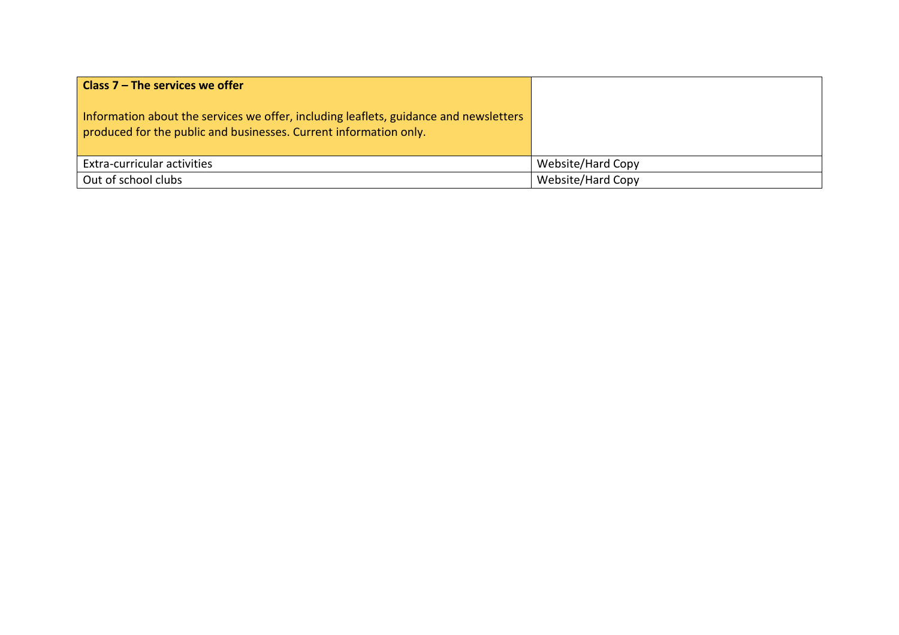| **Class 7 – The services we offer**<br><br>Information about the services we offer, including leaflets, guidance and newsletters produced for the public and businesses. Current information only. | |
|---|---|
| Extra-curricular activities | Website/Hard Copy |
| Out of school clubs | Website/Hard Copy |